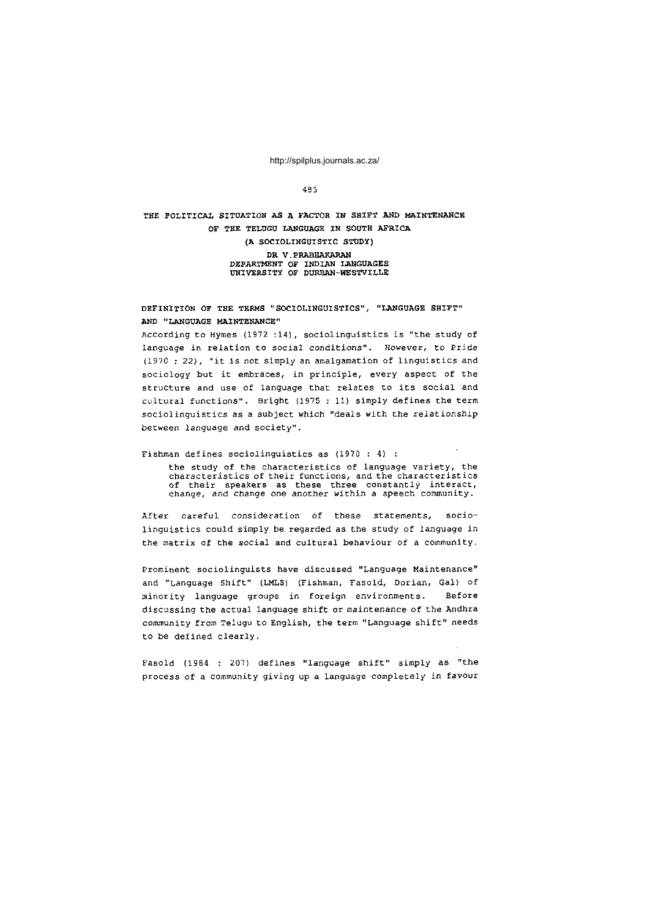# THE POLITICAL SITUATION AS A FACTOR IN SHIFT AND MAINTENANCE OF THE TELUGU LANGUAGE IN SOUTH AFRICA

**(A SOCIOLINGUISTIC STUDY)**

**DR V.PRABHAKARAN**
**DEPARTMENT OF INDIAN LANGUAGES**
**UNIVERSITY OF DURBAN-WESTVILLE**

## DEFINITION OF THE TERMS "SOCIOLINGUISTICS", "LANGUAGE SHIFT" AND "LANGUAGE MAINTENANCE"

According to Hymes (1972 :14), sociolinguistics is "the study of language in relation to social conditions". However, to Pride (1970 : 22), "it is not simply an amalgamation of linguistics and sociology but it embraces, in principle, every aspect of the structure and use of language that relates to its social and cultural functions". Bright (1975 : 11) simply defines the term sociolinguistics as a subject which "deals with the relationship between language and society".

Fishman defines sociolinguistics as (1970 : 4) :

> the study of the characteristics of language variety, the characteristics of their functions, and the characteristics of their speakers as these three constantly interact, change, and change one another within a speech community.

After careful consideration of these statements, socio-linguistics could simply be regarded as the study of language in the matrix of the social and cultural behaviour of a community.

Prominent sociolinguists have discussed "Language Maintenance" and "Language Shift" (LMLS) (Fishman, Fasold, Dorian, Gal) of minority language groups in foreign environments. Before discussing the actual language shift or maintenance of the Andhra community from Telugu to English, the term "Language shift" needs to be defined clearly.

Fasold (1984 : 207) defines "language shift" simply as "the process of a community giving up a language completely in favour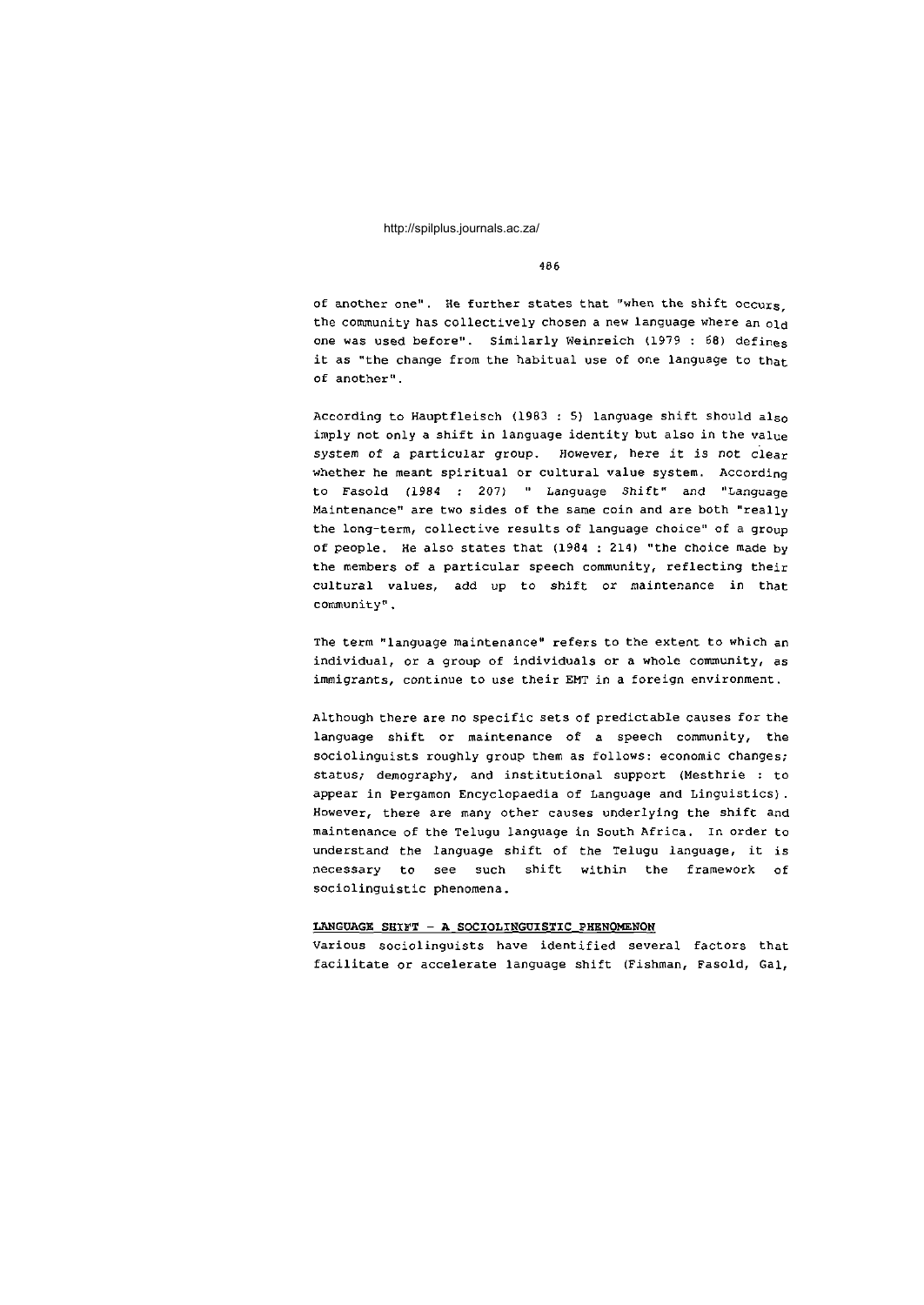of another one". He further states that "when the shift occurs, the community has collectively chosen a new language where an old one was used before". Similarly Weinreich (1979 : 68) defines it as "the change from the habitual use of one language to that of another".

According to Hauptfleisch (1983 : 5) language shift should also imply not only a shift in language identity but also in the value system of a particular group. However, here it is not clear whether he meant spiritual or cultural value system. According to Fasold (1984 : 207) " Language Shift" and "Language Maintenance" are two sides of the same coin and are both "really the long-term, collective results of language choice" of a group of people. He also states that (1984 : 214) "the choice made by the members of a particular speech community, reflecting their cultural values, add up to shift or maintenance in that community".

The term "language maintenance" refers to the extent to which an individual, or a group of individuals or a whole community, as immigrants, continue to use their EMT in a foreign environment.

Although there are no specific sets of predictable causes for the language shift or maintenance of a speech community, the sociolinguists roughly group them as follows: economic changes; status; demography, and institutional support (Mesthrie : to appear in Pergamon Encyclopaedia of Language and Linguistics). However, there are many other causes underlying the shift and maintenance of the Telugu language in South Africa. In order to understand the language shift of the Telugu language, it is necessary to see such shift within the framework of sociolinguistic phenomena.

## LANGUAGE SHIFT - A SOCIOLINGUISTIC PHENOMENON

Various sociolinguists have identified several factors that facilitate or accelerate language shift (Fishman, Fasold, Gal,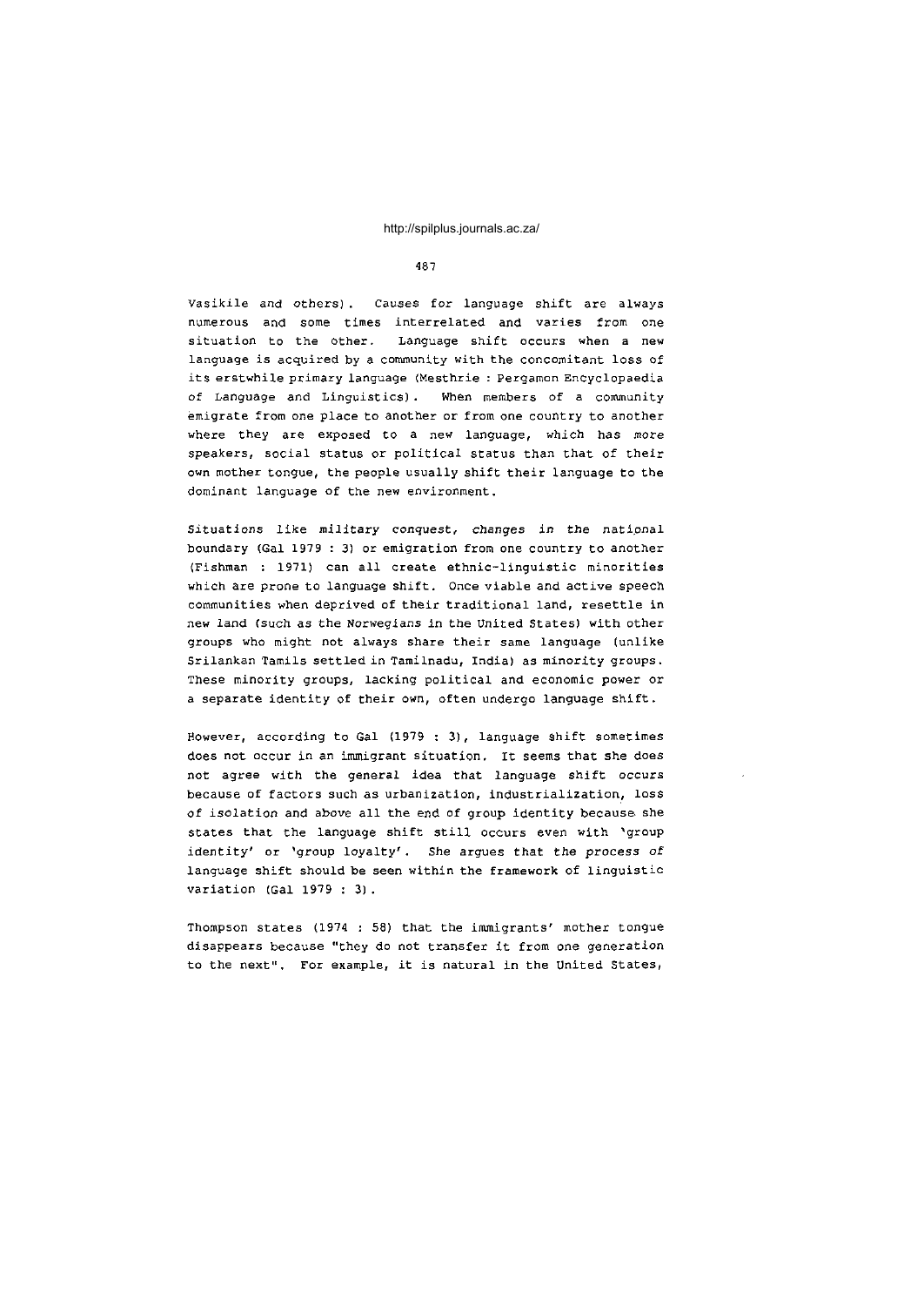Vasikile and others). Causes for language shift are always numerous and some times interrelated and varies from one situation to the other. Language shift occurs when a new language is acquired by a community with the concomitant loss of its erstwhile primary language (Mesthrie : Pergamon Encyclopaedia of Language and Linguistics). When members of a community emigrate from one place to another or from one country to another where they are exposed to a new language, which has more speakers, social status or political status than that of their own mother tongue, the people usually shift their language to the dominant language of the new environment.

Situations like military conquest, changes in the national boundary (Gal 1979 : 3) or emigration from one country to another (Fishman : 1971) can all create ethnic-linguistic minorities which are prone to language shift. Once viable and active speech communities when deprived of their traditional land, resettle in new land (such as the Norwegians in the United States) with other groups who might not always share their same language (unlike Srilankan Tamils settled in Tamilnadu, India) as minority groups. These minority groups, lacking political and economic power or a separate identity of their own, often undergo language shift.

However, according to Gal (1979 : 3), language shift sometimes does not occur in an immigrant situation. It seems that she does not agree with the general idea that language shift occurs because of factors such as urbanization, industrialization, loss of isolation and above all the end of group identity because she states that the language shift still occurs even with 'group identity' or 'group loyalty'. She argues that the process of language shift should be seen within the framework of linguistic variation (Gal 1979 : 3).

Thompson states (1974 : 58) that the immigrants' mother tongue disappears because "they do not transfer it from one generation to the next". For example, it is natural in the United States,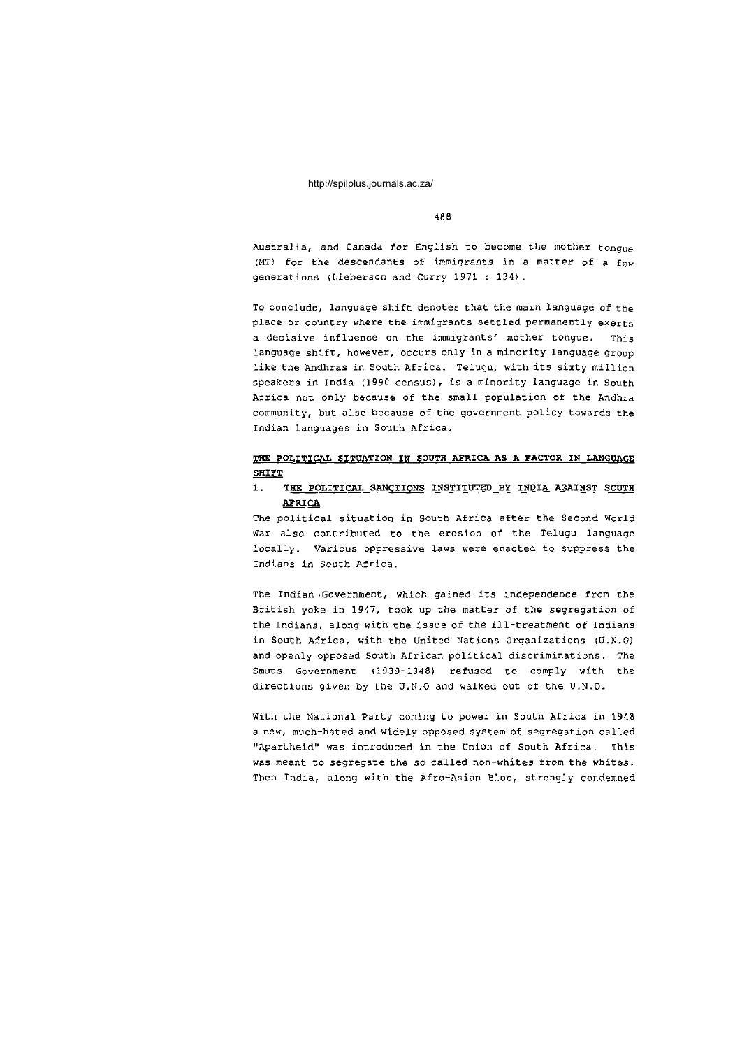Australia, and Canada for English to become the mother tongue (MT) for the descendants of immigrants in a matter of a few generations (Lieberson and Curry 1971 : 134).

To conclude, language shift denotes that the main language of the place or country where the immigrants settled permanently exerts a decisive influence on the immigrants' mother tongue. This language shift, however, occurs only in a minority language group like the Andhras in South Africa. Telugu, with its sixty million speakers in India (1990 census), is a minority language in South Africa not only because of the small population of the Andhra community, but also because of the government policy towards the Indian languages in South Africa.

## THE POLITICAL SITUATION IN SOUTH AFRICA AS A FACTOR IN LANGUAGE SHIFT

### 1. THE POLITICAL SANCTIONS INSTITUTED BY INDIA AGAINST SOUTH AFRICA

The political situation in South Africa after the Second World War also contributed to the erosion of the Telugu language locally. Various oppressive laws were enacted to suppress the Indians in South Africa.

The Indian Government, which gained its independence from the British yoke in 1947, took up the matter of the segregation of the Indians, along with the issue of the ill-treatment of Indians in South Africa, with the United Nations Organizations (U.N.O) and openly opposed South African political discriminations. The Smuts Government (1939-1948) refused to comply with the directions given by the U.N.O and walked out of the U.N.O.

With the National Party coming to power in South Africa in 1948 a new, much-hated and widely opposed system of segregation called "Apartheid" was introduced in the Union of South Africa. This was meant to segregate the so called non-whites from the whites. Then India, along with the Afro-Asian Bloc, strongly condemned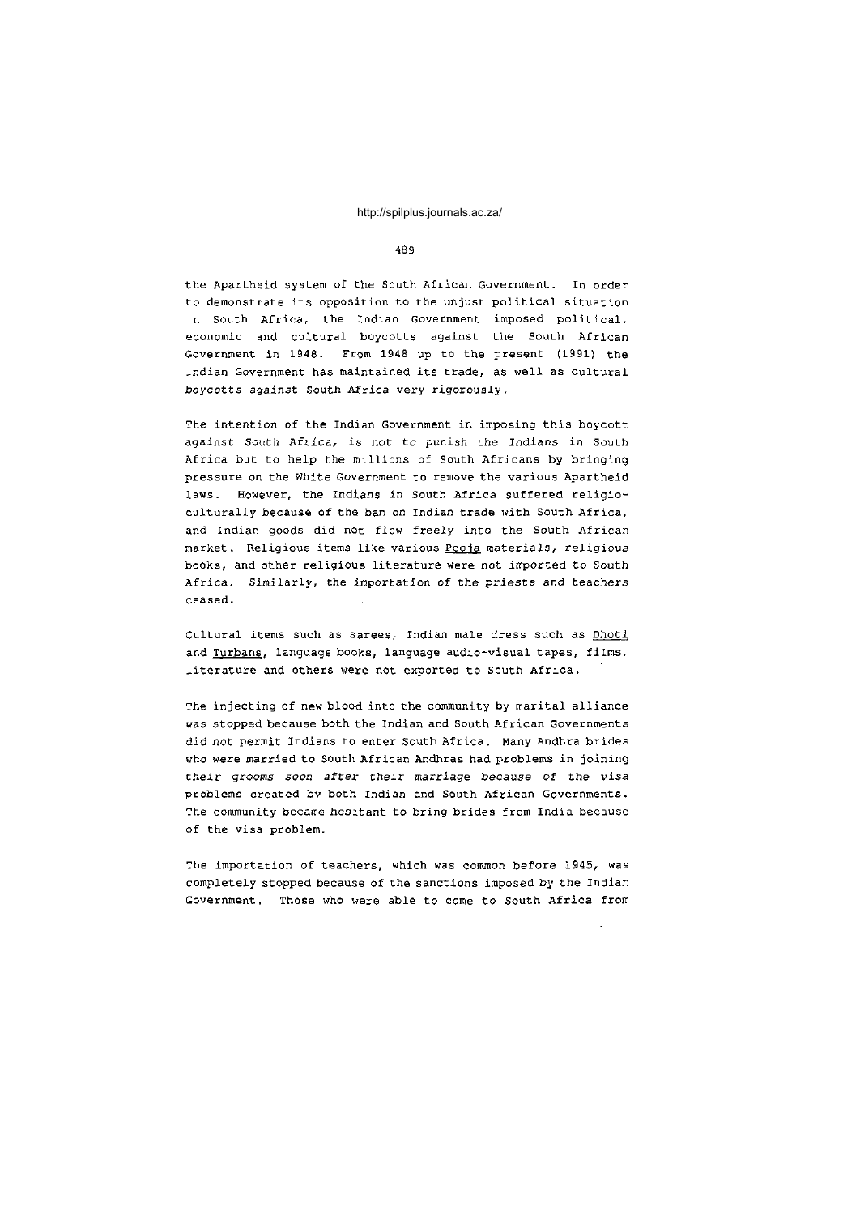the Apartheid system of the South African Government. In order to demonstrate its opposition to the unjust political situation in South Africa, the Indian Government imposed political, economic and cultural boycotts against the South African Government in 1948. From 1948 up to the present (1991) the Indian Government has maintained its trade, as well as cultural boycotts against South Africa very rigorously.

The intention of the Indian Government in imposing this boycott against South Africa, is not to punish the Indians in South Africa but to help the millions of South Africans by bringing pressure on the White Government to remove the various Apartheid laws. However, the Indians in South Africa suffered religio-culturally because of the ban on Indian trade with South Africa, and Indian goods did not flow freely into the South African market. Religious items like various Pooja materials, religious books, and other religious literature were not imported to South Africa. Similarly, the importation of the priests and teachers ceased.

Cultural items such as sarees, Indian male dress such as Dhoti and Turbans, language books, language audio-visual tapes, films, literature and others were not exported to South Africa.

The injecting of new blood into the community by marital alliance was stopped because both the Indian and South African Governments did not permit Indians to enter South Africa. Many Andhra brides who were married to South African Andhras had problems in joining their grooms soon after their marriage because of the visa problems created by both Indian and South African Governments. The community became hesitant to bring brides from India because of the visa problem.

The importation of teachers, which was common before 1945, was completely stopped because of the sanctions imposed by the Indian Government. Those who were able to come to South Africa from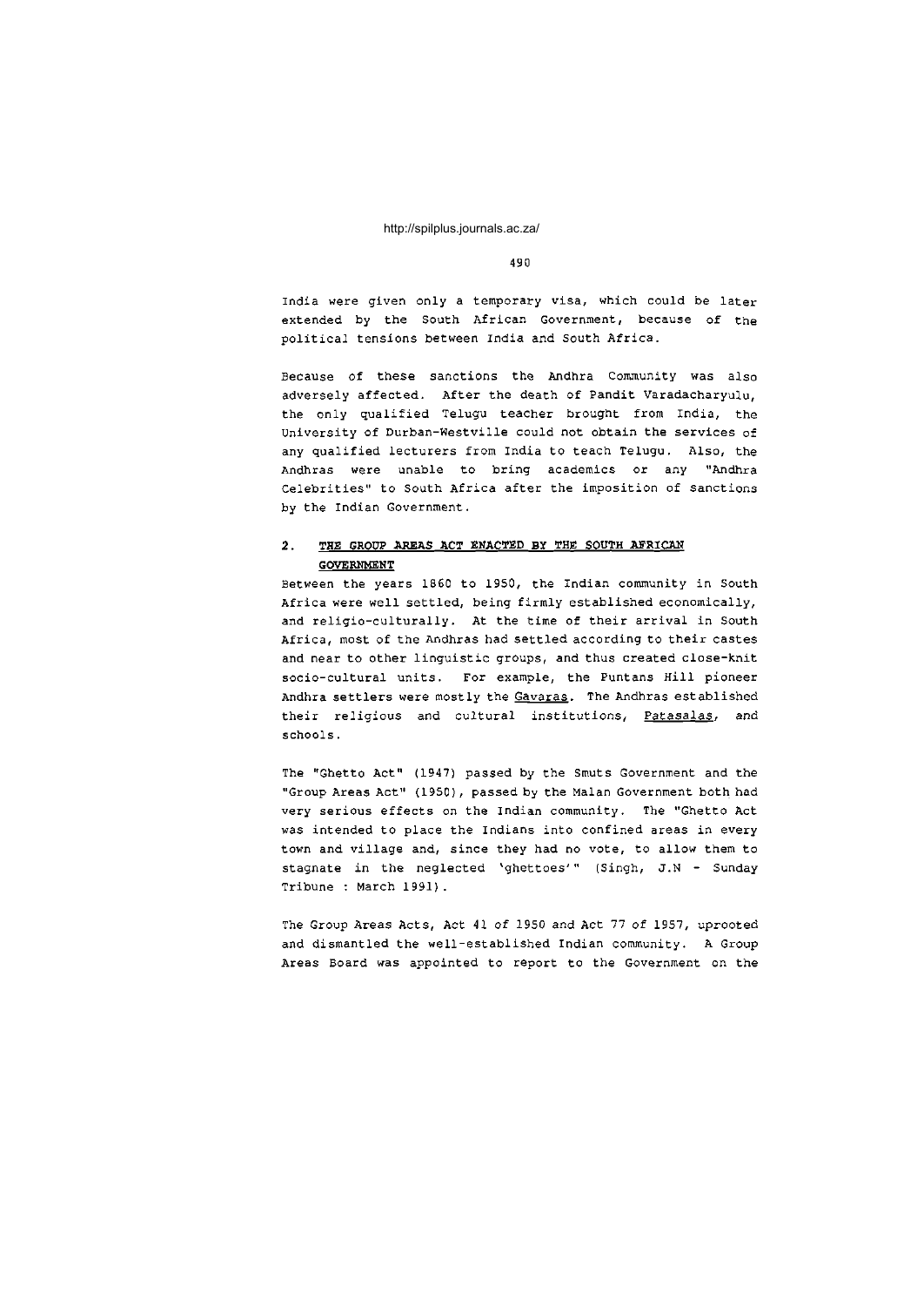India were given only a temporary visa, which could be later extended by the South African Government, because of the political tensions between India and South Africa.

Because of these sanctions the Andhra Community was also adversely affected. After the death of Pandit Varadacharyulu, the only qualified Telugu teacher brought from India, the University of Durban-Westville could not obtain the services of any qualified lecturers from India to teach Telugu. Also, the Andhras were unable to bring academics or any "Andhra Celebrities" to South Africa after the imposition of sanctions by the Indian Government.

## 2. THE GROUP AREAS ACT ENACTED BY THE SOUTH AFRICAN GOVERNMENT

Between the years 1860 to 1950, the Indian community in South Africa were well settled, being firmly established economically, and religio-culturally. At the time of their arrival in South Africa, most of the Andhras had settled according to their castes and near to other linguistic groups, and thus created close-knit socio-cultural units. For example, the Puntans Hill pioneer Andhra settlers were mostly the Gavaras. The Andhras established their religious and cultural institutions, Patasalas, and schools.

The "Ghetto Act" (1947) passed by the Smuts Government and the "Group Areas Act" (1950), passed by the Malan Government both had very serious effects on the Indian community. The "Ghetto Act was intended to place the Indians into confined areas in every town and village and, since they had no vote, to allow them to stagnate in the neglected 'ghettoes'" (Singh, J.N - Sunday Tribune : March 1991).

The Group Areas Acts, Act 41 of 1950 and Act 77 of 1957, uprooted and dismantled the well-established Indian community. A Group Areas Board was appointed to report to the Government on the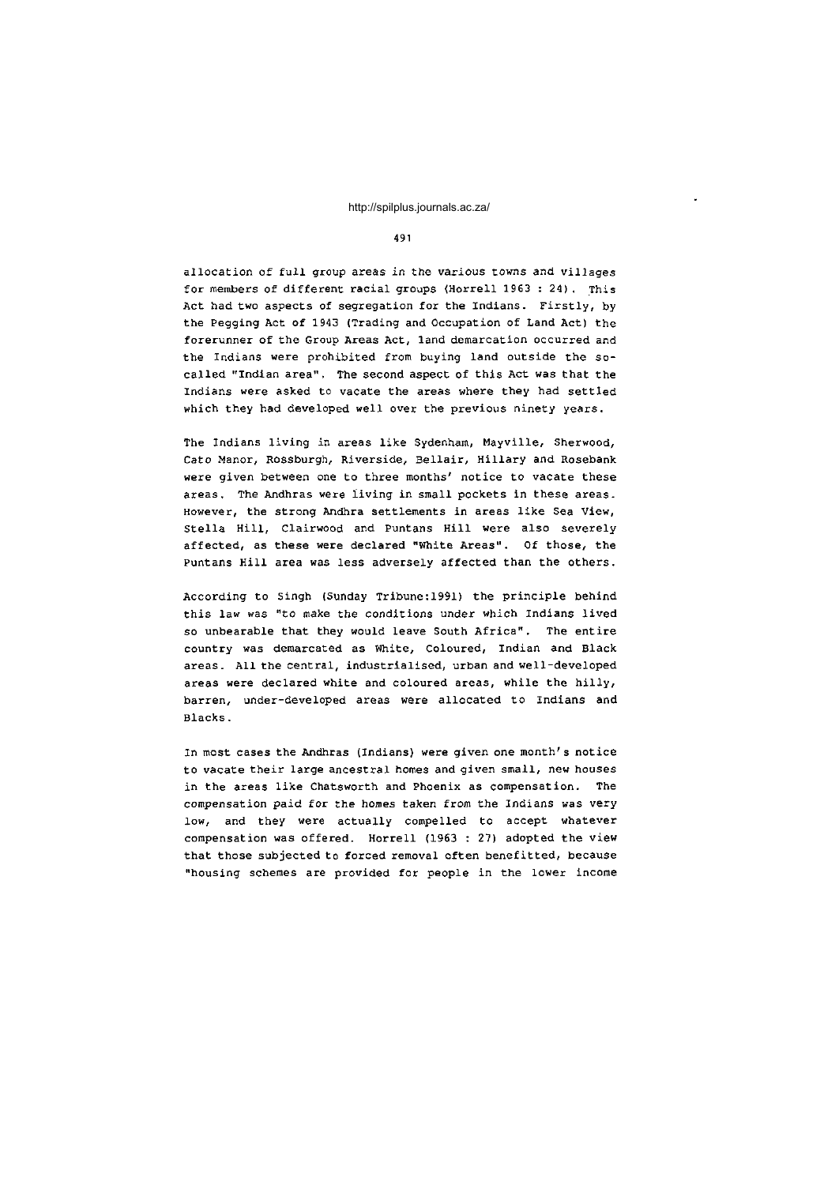allocation of full group areas in the various towns and villages for members of different racial groups (Horrell 1963 : 24). This Act had two aspects of segregation for the Indians. Firstly, by the Pegging Act of 1943 (Trading and Occupation of Land Act) the forerunner of the Group Areas Act, land demarcation occurred and the Indians were prohibited from buying land outside the so-called "Indian area". The second aspect of this Act was that the Indians were asked to vacate the areas where they had settled which they had developed well over the previous ninety years.

The Indians living in areas like Sydenham, Mayville, Sherwood, Cato Manor, Rossburgh, Riverside, Bellair, Hillary and Rosebank were given between one to three months' notice to vacate these areas. The Andhras were living in small pockets in these areas. However, the strong Andhra settlements in areas like Sea View, Stella Hill, Clairwood and Puntans Hill were also severely affected, as these were declared "White Areas". Of those, the Puntans Hill area was less adversely affected than the others.

According to Singh (Sunday Tribune:1991) the principle behind this law was "to make the conditions under which Indians lived so unbearable that they would leave South Africa". The entire country was demarcated as White, Coloured, Indian and Black areas. All the central, industrialised, urban and well-developed areas were declared white and coloured areas, while the hilly, barren, under-developed areas were allocated to Indians and Blacks.

In most cases the Andhras (Indians) were given one month's notice to vacate their large ancestral homes and given small, new houses in the areas like Chatsworth and Phoenix as compensation. The compensation paid for the homes taken from the Indians was very low, and they were actually compelled to accept whatever compensation was offered. Horrell (1963 : 27) adopted the view that those subjected to forced removal often benefitted, because "housing schemes are provided for people in the lower income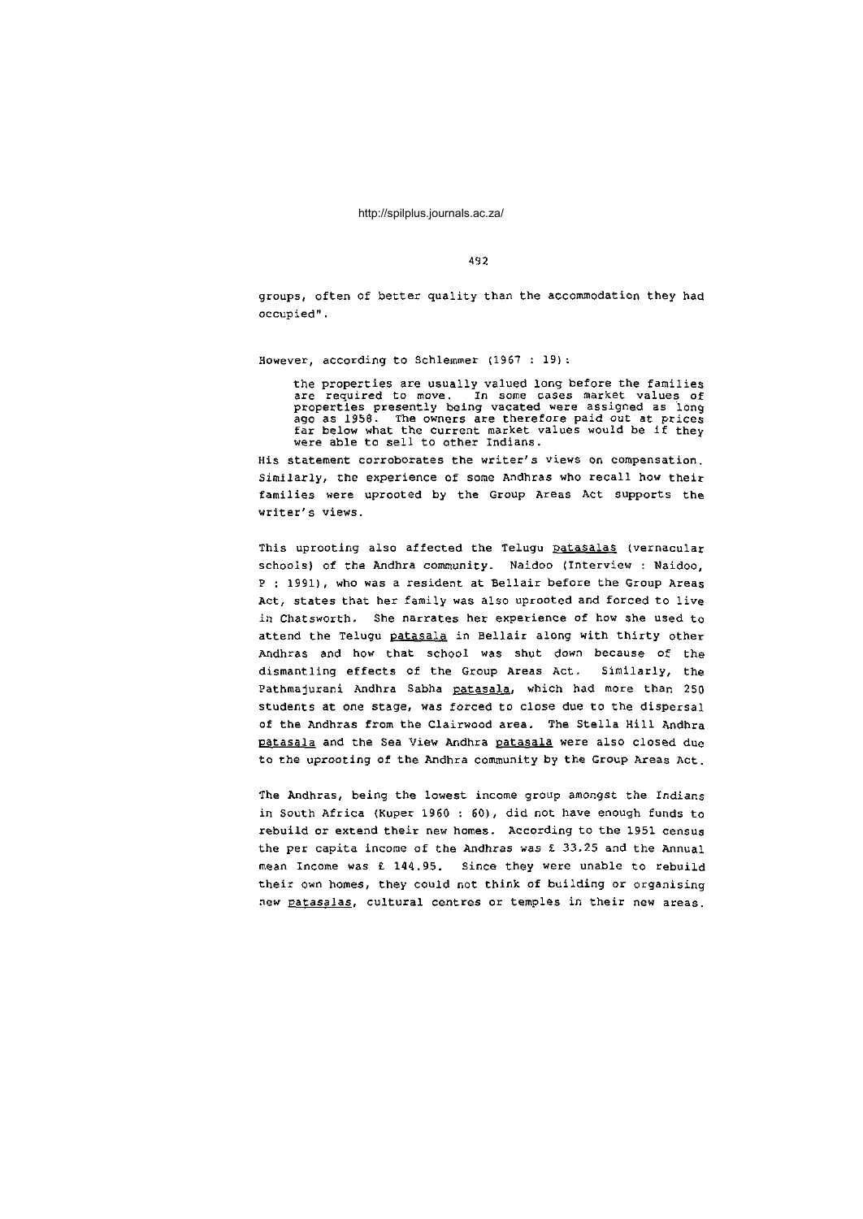groups, often of better quality than the accommodation they had occupied".

However, according to Schlemmer (1967 : 19):

> the properties are usually valued long before the families are required to move. In some cases market values of properties presently being vacated were assigned as long ago as 1958. The owners are therefore paid out at prices far below what the current market values would be if they were able to sell to other Indians.

His statement corroborates the writer's views on compensation. Similarly, the experience of some Andhras who recall how their families were uprooted by the Group Areas Act supports the writer's views.

This uprooting also affected the Telugu _patasalas_ (vernacular schools) of the Andhra community. Naidoo (Interview : Naidoo, P : 1991), who was a resident at Bellair before the Group Areas Act, states that her family was also uprooted and forced to live in Chatsworth. She narrates her experience of how she used to attend the Telugu _patasala_ in Bellair along with thirty other Andhras and how that school was shut down because of the dismantling effects of the Group Areas Act. Similarly, the Pathmajurani Andhra Sabha _patasala_, which had more than 250 students at one stage, was forced to close due to the dispersal of the Andhras from the Clairwood area. The Stella Hill Andhra _patasala_ and the Sea View Andhra _patasala_ were also closed due to the uprooting of the Andhra community by the Group Areas Act.

The Andhras, being the lowest income group amongst the Indians in South Africa (Kuper 1960 : 60), did not have enough funds to rebuild or extend their new homes. According to the 1951 census the per capita income of the Andhras was £ 33.25 and the Annual mean Income was £ 144.95. Since they were unable to rebuild their own homes, they could not think of building or organising new _patasalas_, cultural centres or temples in their new areas.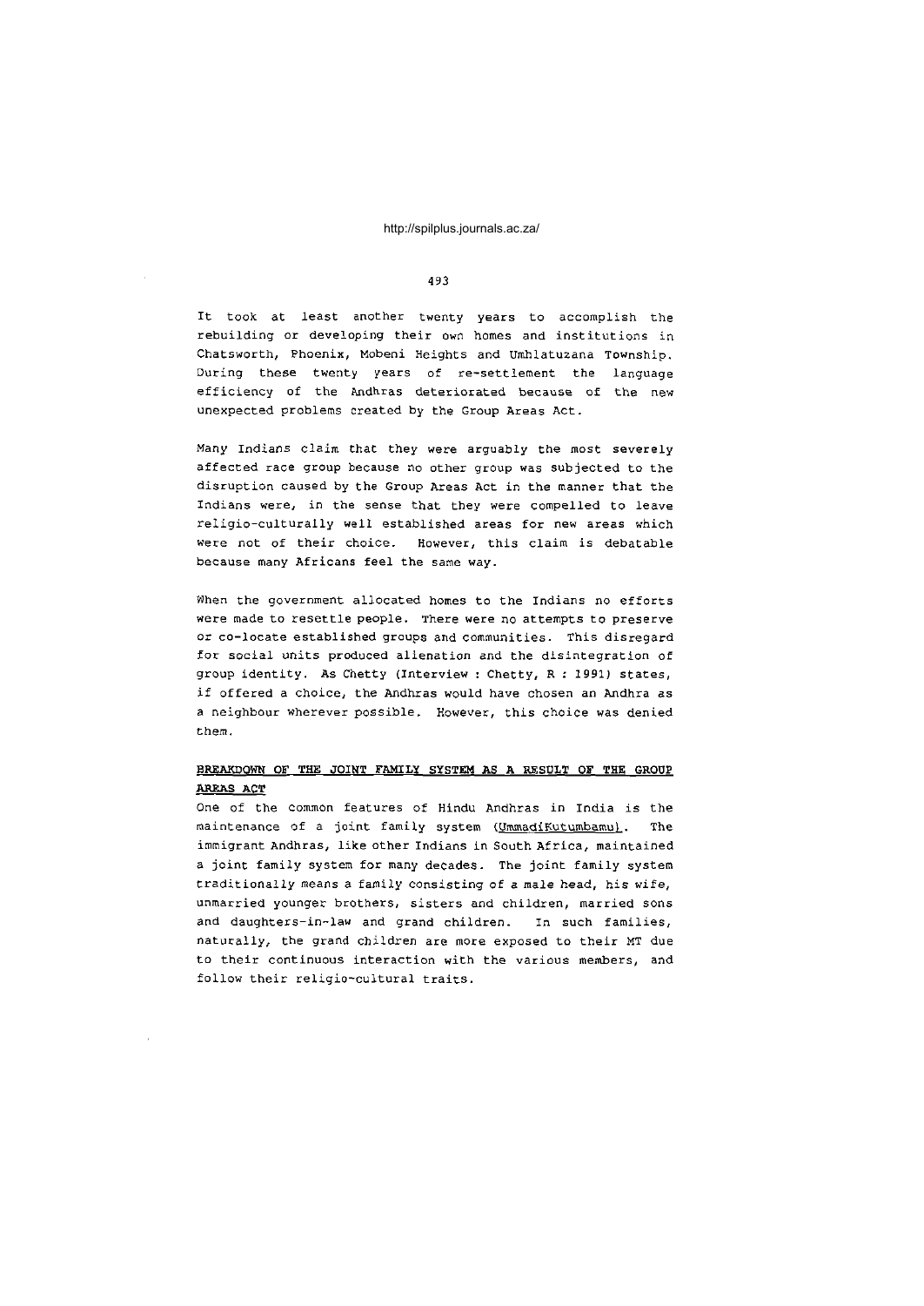It took at least another twenty years to accomplish the rebuilding or developing their own homes and institutions in Chatsworth, Phoenix, Mobeni Heights and Umhlatuzana Township. During these twenty years of re-settlement the language efficiency of the Andhras deteriorated because of the new unexpected problems created by the Group Areas Act.

Many Indians claim that they were arguably the most severely affected race group because no other group was subjected to the disruption caused by the Group Areas Act in the manner that the Indians were, in the sense that they were compelled to leave religio-culturally well established areas for new areas which were not of their choice. However, this claim is debatable because many Africans feel the same way.

When the government allocated homes to the Indians no efforts were made to resettle people. There were no attempts to preserve or co-locate established groups and communities. This disregard for social units produced alienation and the disintegration of group identity. As Chetty (Interview : Chetty, R : 1991) states, if offered a choice, the Andhras would have chosen an Andhra as a neighbour wherever possible. However, this choice was denied them.

## BREAKDOWN OF THE JOINT FAMILY SYSTEM AS A RESULT OF THE GROUP AREAS ACT

One of the common features of Hindu Andhras in India is the maintenance of a joint family system (Ummadi Kutumbamu). The immigrant Andhras, like other Indians in South Africa, maintained a joint family system for many decades. The joint family system traditionally means a family consisting of a male head, his wife, unmarried younger brothers, sisters and children, married sons and daughters-in-law and grand children. In such families, naturally, the grand children are more exposed to their MT due to their continuous interaction with the various members, and follow their religio-cultural traits.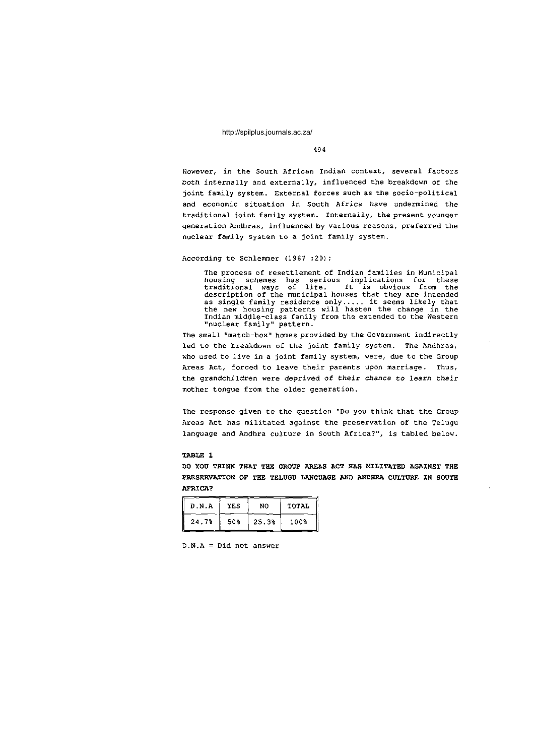However, in the South African Indian context, several factors both internally and externally, influenced the breakdown of the joint family system. External forces such as the socio-political and economic situation in South Africa have undermined the traditional joint family system. Internally, the present younger generation Andhras, influenced by various reasons, preferred the nuclear family system to a joint family system.

According to Schlemmer (1967 :20):

> The process of resettlement of Indian families in Municipal housing schemes has serious implications for these traditional ways of life. It is obvious from the description of the municipal houses that they are intended as single family residence only..... it seems likely that the new housing patterns will hasten the change in the Indian middle-class family from the extended to the Western "nuclear family" pattern.

The small "match-box" homes provided by the Government indirectly led to the breakdown of the joint family system. The Andhras, who used to live in a joint family system, were, due to the Group Areas Act, forced to leave their parents upon marriage. Thus, the grandchildren were deprived of their chance to learn their mother tongue from the older generation.

The response given to the question "Do you think that the Group Areas Act has militated against the preservation of the Telugu language and Andhra culture in South Africa?", is tabled below.

**TABLE 1**

**DO YOU THINK THAT THE GROUP AREAS ACT HAS MILITATED AGAINST THE PRESERVATION OF THE TELUGU LANGUAGE AND ANDHRA CULTURE IN SOUTH AFRICA?**

| D.N.A | YES | NO | TOTAL |
|---|---|---|---|
| 24.7% | 50% | 25.3% | 100% |

D.N.A = Did not answer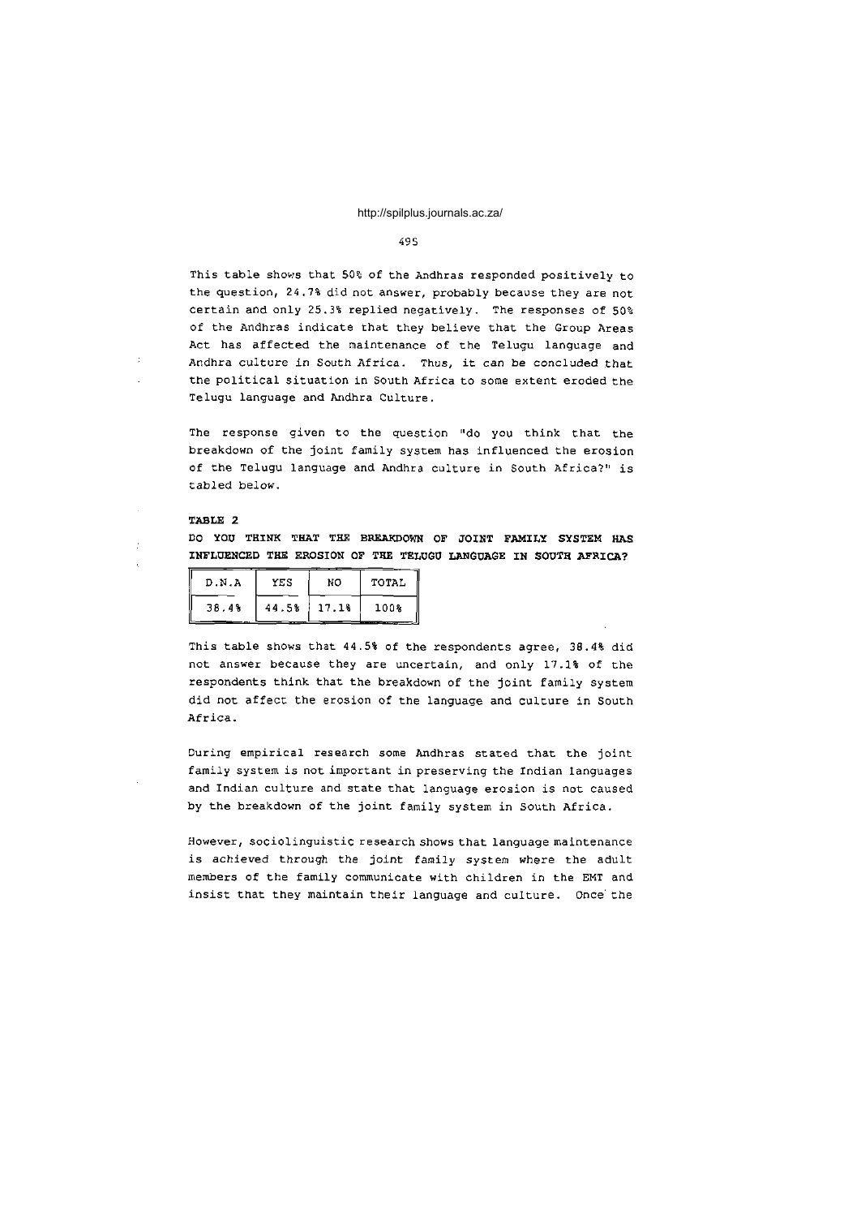This table shows that 50% of the Andhras responded positively to the question, 24.7% did not answer, probably because they are not certain and only 25.3% replied negatively. The responses of 50% of the Andhras indicate that they believe that the Group Areas Act has affected the maintenance of the Telugu language and Andhra culture in South Africa. Thus, it can be concluded that the political situation in South Africa to some extent eroded the Telugu language and Andhra Culture.

The response given to the question "do you think that the breakdown of the joint family system has influenced the erosion of the Telugu language and Andhra culture in South Africa?" is tabled below.

**TABLE 2**

**DO YOU THINK THAT THE BREAKDOWN OF JOINT FAMILY SYSTEM HAS INFLUENCED THE EROSION OF THE TELUGU LANGUAGE IN SOUTH AFRICA?**

| D.N.A | YES | NO | TOTAL |
|---|---|---|---|
| 38.4% | 44.5% | 17.1% | 100% |

This table shows that 44.5% of the respondents agree, 38.4% did not answer because they are uncertain, and only 17.1% of the respondents think that the breakdown of the joint family system did not affect the erosion of the language and culture in South Africa.

During empirical research some Andhras stated that the joint family system is not important in preserving the Indian languages and Indian culture and state that language erosion is not caused by the breakdown of the joint family system in South Africa.

However, sociolinguistic research shows that language maintenance is achieved through the joint family system where the adult members of the family communicate with children in the EMT and insist that they maintain their language and culture. Once the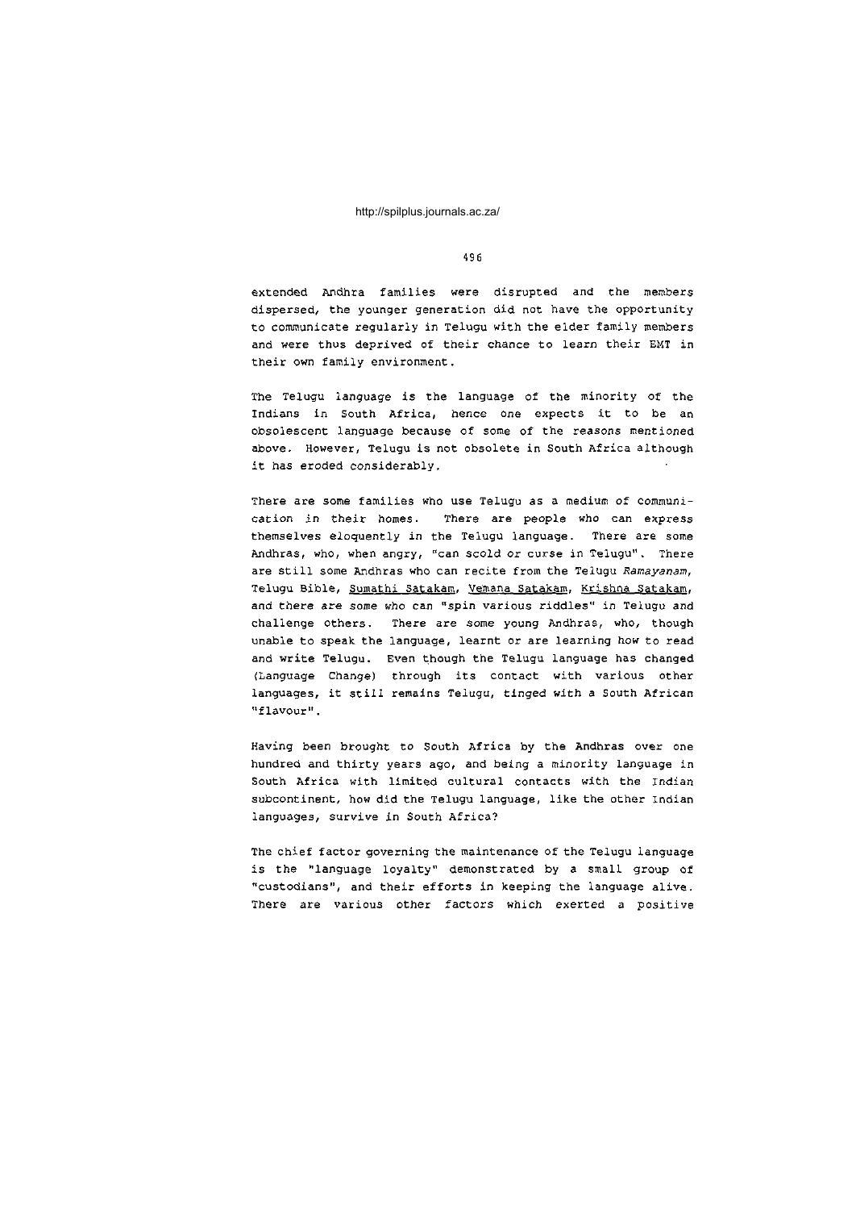extended Andhra families were disrupted and the members dispersed, the younger generation did not have the opportunity to communicate regularly in Telugu with the elder family members and were thus deprived of their chance to learn their EMT in their own family environment.

The Telugu language is the language of the minority of the Indians in South Africa, hence one expects it to be an obsolescent language because of some of the reasons mentioned above. However, Telugu is not obsolete in South Africa although it has eroded considerably.

There are some families who use Telugu as a medium of communication in their homes. There are people who can express themselves eloquently in the Telugu language. There are some Andhras, who, when angry, "can scold or curse in Telugu". There are still some Andhras who can recite from the Telugu *Ramayanam*, Telugu Bible, Sumathi Satakam, Vemana Satakam, Krishna Satakam, and there are some who can "spin various riddles" in Telugu and challenge others. There are some young Andhras, who, though unable to speak the language, learnt or are learning how to read and write Telugu. Even though the Telugu language has changed (Language Change) through its contact with various other languages, it still remains Telugu, tinged with a South African "flavour".

Having been brought to South Africa by the Andhras over one hundred and thirty years ago, and being a minority language in South Africa with limited cultural contacts with the Indian subcontinent, how did the Telugu language, like the other Indian languages, survive in South Africa?

The chief factor governing the maintenance of the Telugu language is the "language loyalty" demonstrated by a small group of "custodians", and their efforts in keeping the language alive. There are various other factors which exerted a positive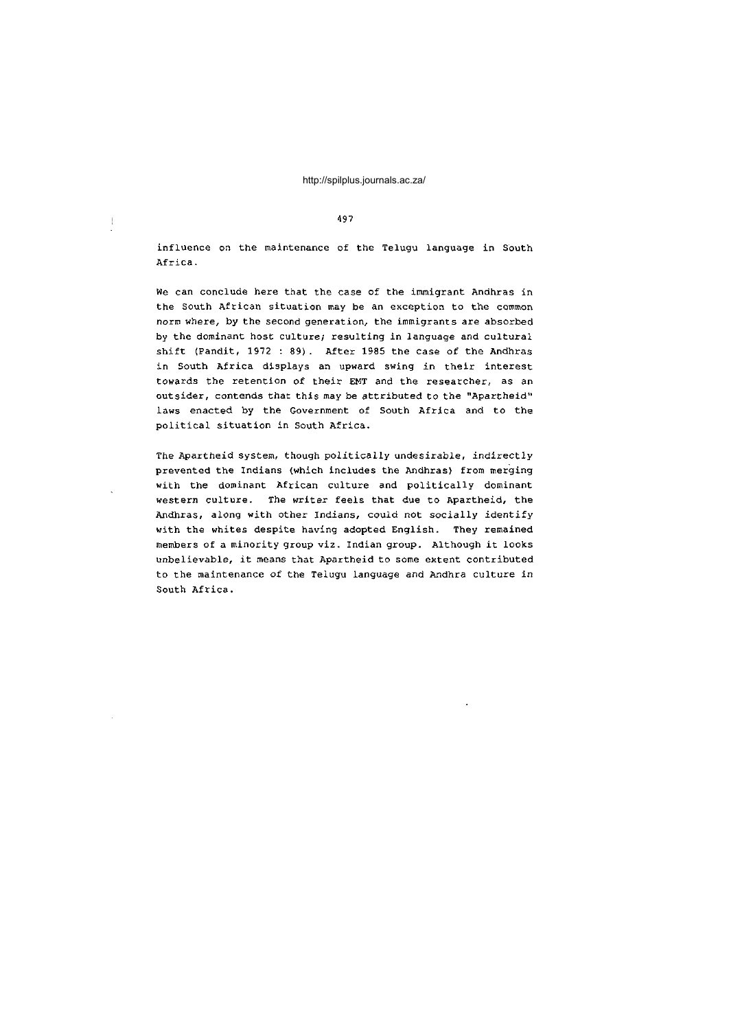influence on the maintenance of the Telugu language in South Africa.

We can conclude here that the case of the immigrant Andhras in the South African situation may be an exception to the common norm where, by the second generation, the immigrants are absorbed by the dominant host culture; resulting in language and cultural shift (Pandit, 1972 : 89). After 1985 the case of the Andhras in South Africa displays an upward swing in their interest towards the retention of their EMT and the researcher, as an outsider, contends that this may be attributed to the "Apartheid" laws enacted by the Government of South Africa and to the political situation in South Africa.

The Apartheid system, though politically undesirable, indirectly prevented the Indians (which includes the Andhras) from merging with the dominant African culture and politically dominant western culture. The writer feels that due to Apartheid, the Andhras, along with other Indians, could not socially identify with the whites despite having adopted English. They remained members of a minority group viz. Indian group. Although it looks unbelievable, it means that Apartheid to some extent contributed to the maintenance of the Telugu language and Andhra culture in South Africa.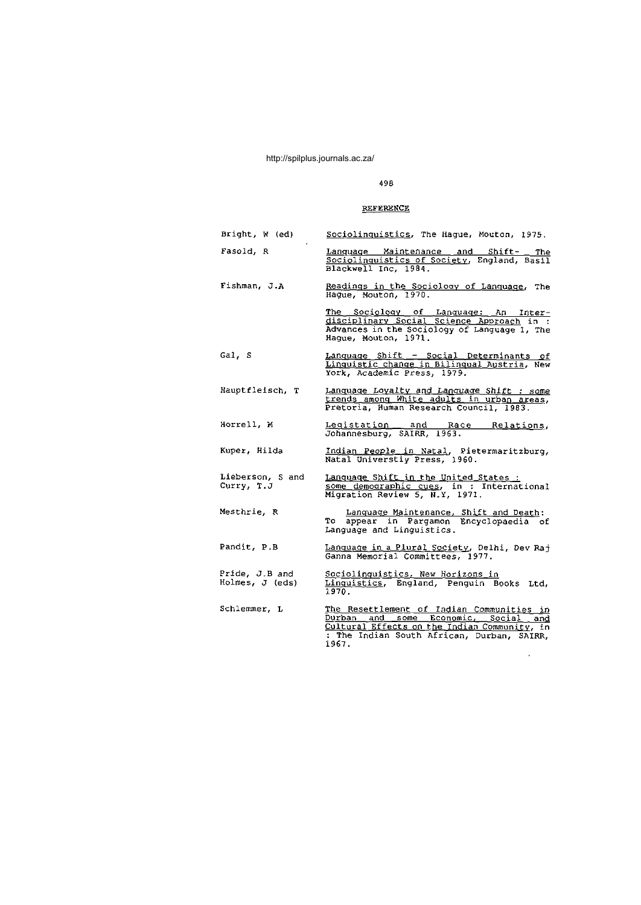## REFERENCE

Bright, W (ed) — Sociolinguistics, The Hague, Mouton, 1975.

Fasold, R — Language Maintenance and Shift- The Sociolinguistics of Society, England, Basil Blackwell Inc, 1984.

Fishman, J.A — Readings in the Sociology of Language, The Hague, Mouton, 1970.

The Sociology of Language: An Inter-disciplinary Social Science Approach in : Advances in the Sociology of Language 1, The Hague, Mouton, 1971.

Gal, S — Language Shift - Social Determinants of Linguistic change in Bilingual Austria, New York, Academic Press, 1979.

Hauptfleisch, T — Language Loyalty and Language Shift : some trends among White adults in urban areas, Pretoria, Human Research Council, 1983.

Horrell, M — Legistation and Race Relations, Johannesburg, SAIRR, 1963.

Kuper, Hilda — Indian People in Natal, Pietermaritzburg, Natal Universtiy Press, 1960.

Lieberson, S and Curry, T.J — Language Shift in the United States : some demographic cues, in : International Migration Review 5, N.Y, 1971.

Mesthrie, R — Language Maintenance, Shift and Death: To appear in Pargamon Encyclopaedia of Language and Linguistics.

Pandit, P.B — Language in a Plural Society, Delhi, Dev Raj Ganna Memorial Committees, 1977.

Pride, J.B and Holmes, J (eds) — Sociolinguistics, New Horizons in Linguistics, England, Penguin Books Ltd, 1970.

Schlemmer, L — The Resettlement of Indian Communities in Durban and some Economic, Social and Cultural Effects on the Indian Community, in : The Indian South African, Durban, SAIRR, 1967.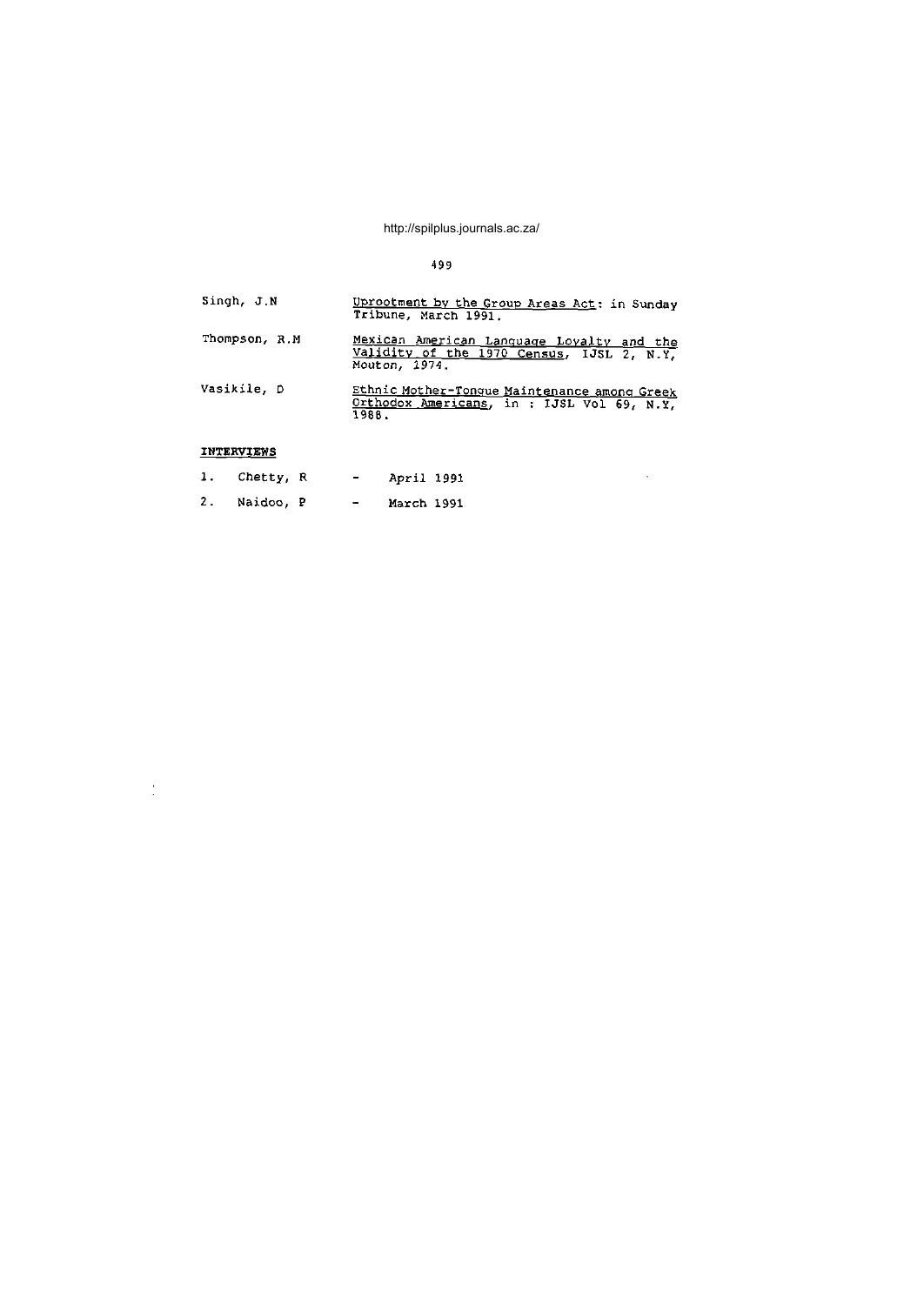Singh, J.N — Uprootment by the Group Areas Act: in Sunday Tribune, March 1991.

Thompson, R.M — Mexican American Language Loyalty and the Validity of the 1970 Census, IJSL 2, N.Y, Mouton, 1974.

Vasikile, D — Ethnic Mother-Tongue Maintenance among Greek Orthodox Americans, in : IJSL Vol 69, N.Y, 1988.

**INTERVIEWS**

1. Chetty, R - April 1991
2. Naidoo, P - March 1991